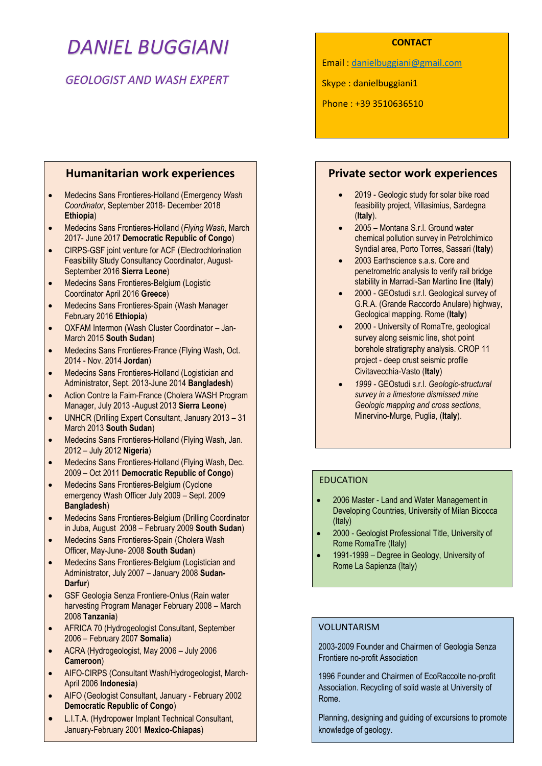# *DANIEL BUGGIANI*

## *GEOLOGIST AND WASH EXPERT*

**CONTACT**

Email : danielbuggiani@gmail.com

Skype : danielbuggiani1

Phone : +39 3510636510

## Humanitarian work experiences

- Medecins Sans Frontieres-Holland (Emergency *Wash Coordinator*, September 2018- December 2018 **Ethiopia**)
- Medecins Sans Frontieres-Holland (*Flying Wash*, March 2017- June 2017 **Democratic Republic of Congo**)
- CIRPS-GSF joint venture for ACF (Electrochlorination Feasibility Study Consultancy Coordinator, August-September 2016 **Sierra Leone**)
- Medecins Sans Frontieres-Belgium (Logistic Coordinator April 2016 **Greece**)
- Medecins Sans Frontieres-Spain (Wash Manager February 2016 **Ethiopia**)
- OXFAM Intermon (Wash Cluster Coordinator – Jan-March 2015 **South Sudan**)
- Medecins Sans Frontieres-France (Flying Wash, Oct. 2014 - Nov. 2014 **Jordan**)
- Medecins Sans Frontieres-Holland (Logistician and Administrator, Sept. 2013-June 2014 **Bangladesh**)
- Action Contre la Faim-France (Cholera WASH Program Manager, July 2013 -August 2013 **Sierra Leone**)
- UNHCR (Drilling Expert Consultant, January 2013 – 31 March 2013 **South Sudan**)
- Medecins Sans Frontieres-Holland (Flying Wash, Jan. 2012 – July 2012 **Nigeria**)
- Medecins Sans Frontieres-Holland (Flying Wash, Dec. 2009 – Oct 2011 **Democratic Republic of Congo**)
- Medecins Sans Frontieres-Belgium (Cyclone emergency Wash Officer July 2009 – Sept. 2009 **Bangladesh**)
- Medecins Sans Frontieres-Belgium (Drilling Coordinator in Juba, August 2008 – February 2009 **South Sudan**)
- Medecins Sans Frontieres-Spain (Cholera Wash Officer, May-June- 2008 **South Sudan**)
- Medecins Sans Frontieres-Belgium (Logistician and Administrator, July 2007 – January 2008 **Sudan-Darfur**)
- GSF Geologia Senza Frontiere-Onlus (Rain water harvesting Program Manager February 2008 – March 2008 **Tanzania**)
- AFRICA 70 (Hydrogeologist Consultant, September 2006 – February 2007 **Somalia**)
- ACRA (Hydrogeologist, May 2006 – July 2006 **Cameroon**)
- AIFO-CIRPS (Consultant Wash/Hydrogeologist, March-April 2006 **Indonesia**)
- AIFO (Geologist Consultant, January - February 2002 **Democratic Republic of Congo**)
- L.I.T.A. (Hydropower Implant Technical Consultant, January-February 2001 **Mexico-Chiapas**)

## Private sector work experiences

- 2019 - Geologic study for solar bike road feasibility project, Villasimius, Sardegna (**Italy**).
- 2005 – Montana S.r.l. Ground water chemical pollution survey in Petrolchimico Syndial area, Porto Torres, Sassari (**Italy**)
- 2003 Earthscience s.a.s. Core and penetrometric analysis to verify rail bridge stability in Marradi-San Martino line (**Italy**)
- 2000 - GEOstudi s.r.l. Geological survey of G.R.A. (Grande Raccordo Anulare) highway, Geological mapping. Rome (**Italy**)
- 2000 - University of RomaTre, geological survey along seismic line, shot point borehole stratigraphy analysis. CROP 11 project - deep crust seismic profile Civitavecchia-Vasto (**Italy**)
- *1999* - GEOstudi s.r.l. *Geologic-structural survey in a limestone dismissed mine Geologic mapping and cross sections*, Minervino-Murge, Puglia, (**Italy**).

## EDUCATION

- 2006 Master - Land and Water Management in Developing Countries, University of Milan Bicocca (Italy)
- 2000 - Geologist Professional Title, University of Rome RomaTre (Italy)
- 1991-1999 – Degree in Geology, University of Rome La Sapienza (Italy)

## VOLUNTARISM

2003-2009 Founder and Chairmen of Geologia Senza Frontiere no-profit Association

1996 Founder and Chairmen of EcoRaccolte no-profit Association. Recycling of solid waste at University of Rome.

Planning, designing and guiding of excursions to promote knowledge of geology.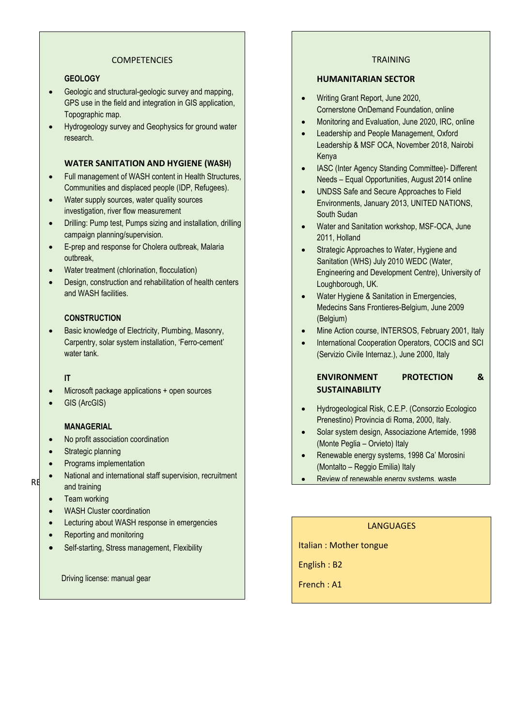## COMPETENCIES

### GEOLOGY

- Geologic and structural-geologic survey and mapping, GPS use in the field and integration in GIS application, Topographic map.
- Hydrogeology survey and Geophysics for ground water research.

### WATER SANITATION AND HYGIENE (WASH)

- Full management of WASH content in Health Structures, Communities and displaced people (IDP, Refugees).
- Water supply sources, water quality sources investigation, river flow measurement
- Drilling: Pump test, Pumps sizing and installation, drilling campaign planning/supervision.
- E-prep and response for Cholera outbreak, Malaria outbreak,
- Water treatment (chlorination, flocculation)
- Design, construction and rehabilitation of health centers and WASH facilities.

### CONSTRUCTION

- Basic knowledge of Electricity, Plumbing, Masonry, Carpentry, solar system installation, 'Ferro-cement' water tank.

### IT

- Microsoft package applications + open sources
- GIS (ArcGIS)

### MANAGERIAL

- No profit association coordination
- Strategic planning
- Programs implementation
- National and international staff supervision, recruitment and training
- Team working
- WASH Cluster coordination
- Lecturing about WASH response in emergencies
- Reporting and monitoring
- Self-starting, Stress management, Flexibility

Driving license: manual gear

## TRAINING

### HUMANITARIAN SECTOR

- Writing Grant Report, June 2020, Cornerstone OnDemand Foundation, online
- Monitoring and Evaluation, June 2020, IRC, online
- Leadership and People Management, Oxford Leadership & MSF OCA, November 2018, Nairobi Kenya
- IASC (Inter Agency Standing Committee)- Different Needs – Equal Opportunities, August 2014 online
- UNDSS Safe and Secure Approaches to Field Environments, January 2013, UNITED NATIONS, South Sudan
- Water and Sanitation workshop, MSF-OCA, June 2011, Holland
- Strategic Approaches to Water, Hygiene and Sanitation (WHS) July 2010 WEDC (Water, Engineering and Development Centre), University of Loughborough, UK.
- Water Hygiene & Sanitation in Emergencies, Medecins Sans Frontieres-Belgium, June 2009 (Belgium)
- Mine Action course, INTERSOS, February 2001, Italy
- International Cooperation Operators, COCIS and SCI (Servizio Civile Internaz.), June 2000, Italy

### ENVIRONMENT PROTECTION & SUSTAINABILITY

- Hydrogeological Risk, C.E.P. (Consorzio Ecologico Prenestino) Provincia di Roma, 2000, Italy.
- Solar system design, Associazione Artemide, 1998 (Monte Peglia – Orvieto) Italy
- Renewable energy systems, 1998 Ca' Morosini (Montalto – Reggio Emilia) Italy
- Review of renewable energy systems, waste

## LANGUAGES

Italian : Mother tongue

English : B2

French : A1